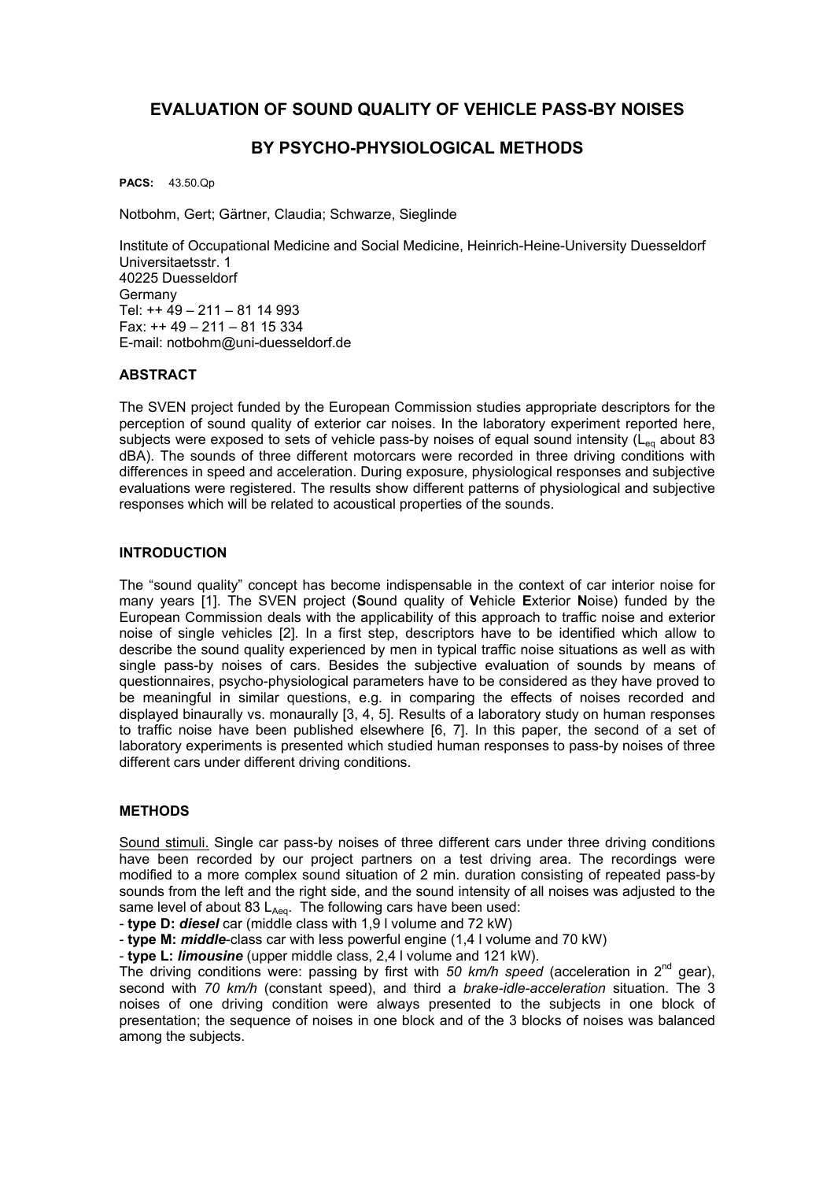# EVALUATION OF SOUND QUALITY OF VEHICLE PASS-BY NOISES

## BY PSYCHO-PHYSIOLOGICAL METHODS

**PACS:** 43.50.Qp

Notbohm, Gert; Gärtner, Claudia; Schwarze, Sieglinde

Institute of Occupational Medicine and Social Medicine, Heinrich-Heine-University Duesseldorf
Universitaetsstr. 1
40225 Duesseldorf
Germany
Tel: ++ 49 – 211 – 81 14 993
Fax: ++ 49 – 211 – 81 15 334
E-mail: notbohm@uni-duesseldorf.de

### ABSTRACT

The SVEN project funded by the European Commission studies appropriate descriptors for the perception of sound quality of exterior car noises. In the laboratory experiment reported here, subjects were exposed to sets of vehicle pass-by noises of equal sound intensity ($L_{eq}$ about 83 dBA). The sounds of three different motorcars were recorded in three driving conditions with differences in speed and acceleration. During exposure, physiological responses and subjective evaluations were registered. The results show different patterns of physiological and subjective responses which will be related to acoustical properties of the sounds.

### INTRODUCTION

The "sound quality" concept has become indispensable in the context of car interior noise for many years [1]. The SVEN project (**S**ound quality of **V**ehicle **E**xterior **N**oise) funded by the European Commission deals with the applicability of this approach to traffic noise and exterior noise of single vehicles [2]. In a first step, descriptors have to be identified which allow to describe the sound quality experienced by men in typical traffic noise situations as well as with single pass-by noises of cars. Besides the subjective evaluation of sounds by means of questionnaires, psycho-physiological parameters have to be considered as they have proved to be meaningful in similar questions, e.g. in comparing the effects of noises recorded and displayed binaurally vs. monaurally [3, 4, 5]. Results of a laboratory study on human responses to traffic noise have been published elsewhere [6, 7]. In this paper, the second of a set of laboratory experiments is presented which studied human responses to pass-by noises of three different cars under different driving conditions.

### METHODS

Sound stimuli. Single car pass-by noises of three different cars under three driving conditions have been recorded by our project partners on a test driving area. The recordings were modified to a more complex sound situation of 2 min. duration consisting of repeated pass-by sounds from the left and the right side, and the sound intensity of all noises was adjusted to the same level of about 83 $L_{Aeq}$. The following cars have been used:

- **type D:** ***diesel*** car (middle class with 1,9 l volume and 72 kW)
- **type M:** ***middle***-class car with less powerful engine (1,4 l volume and 70 kW)
- **type L:** ***limousine*** (upper middle class, 2,4 l volume and 121 kW).

The driving conditions were: passing by first with *50 km/h speed* (acceleration in 2nd gear), second with *70 km/h* (constant speed), and third a *brake-idle-acceleration* situation. The 3 noises of one driving condition were always presented to the subjects in one block of presentation; the sequence of noises in one block and of the 3 blocks of noises was balanced among the subjects.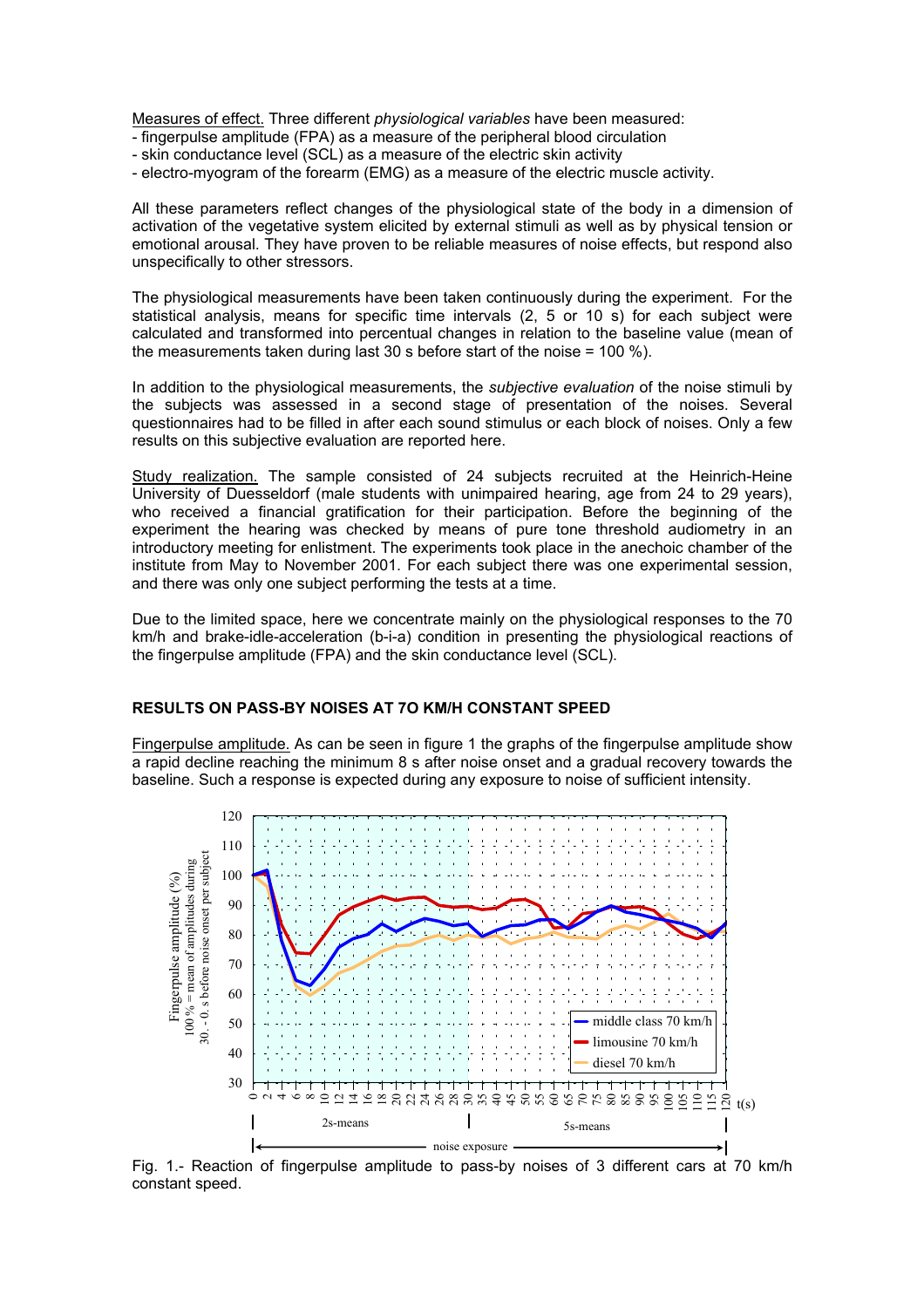Measures of effect. Three different *physiological variables* have been measured:

- fingerpulse amplitude (FPA) as a measure of the peripheral blood circulation
- skin conductance level (SCL) as a measure of the electric skin activity
- electro-myogram of the forearm (EMG) as a measure of the electric muscle activity.

All these parameters reflect changes of the physiological state of the body in a dimension of activation of the vegetative system elicited by external stimuli as well as by physical tension or emotional arousal. They have proven to be reliable measures of noise effects, but respond also unspecifically to other stressors.

The physiological measurements have been taken continuously during the experiment. For the statistical analysis, means for specific time intervals (2, 5 or 10 s) for each subject were calculated and transformed into percentual changes in relation to the baseline value (mean of the measurements taken during last 30 s before start of the noise = 100 %).

In addition to the physiological measurements, the *subjective evaluation* of the noise stimuli by the subjects was assessed in a second stage of presentation of the noises. Several questionnaires had to be filled in after each sound stimulus or each block of noises. Only a few results on this subjective evaluation are reported here.

Study realization. The sample consisted of 24 subjects recruited at the Heinrich-Heine University of Duesseldorf (male students with unimpaired hearing, age from 24 to 29 years), who received a financial gratification for their participation. Before the beginning of the experiment the hearing was checked by means of pure tone threshold audiometry in an introductory meeting for enlistment. The experiments took place in the anechoic chamber of the institute from May to November 2001. For each subject there was one experimental session, and there was only one subject performing the tests at a time.

Due to the limited space, here we concentrate mainly on the physiological responses to the 70 km/h and brake-idle-acceleration (b-i-a) condition in presenting the physiological reactions of the fingerpulse amplitude (FPA) and the skin conductance level (SCL).

## RESULTS ON PASS-BY NOISES AT 7O KM/H CONSTANT SPEED

Fingerpulse amplitude. As can be seen in figure 1 the graphs of the fingerpulse amplitude show a rapid decline reaching the minimum 8 s after noise onset and a gradual recovery towards the baseline. Such a response is expected during any exposure to noise of sufficient intensity.

Fig. 1.- Reaction of fingerpulse amplitude to pass-by noises of 3 different cars at 70 km/h constant speed.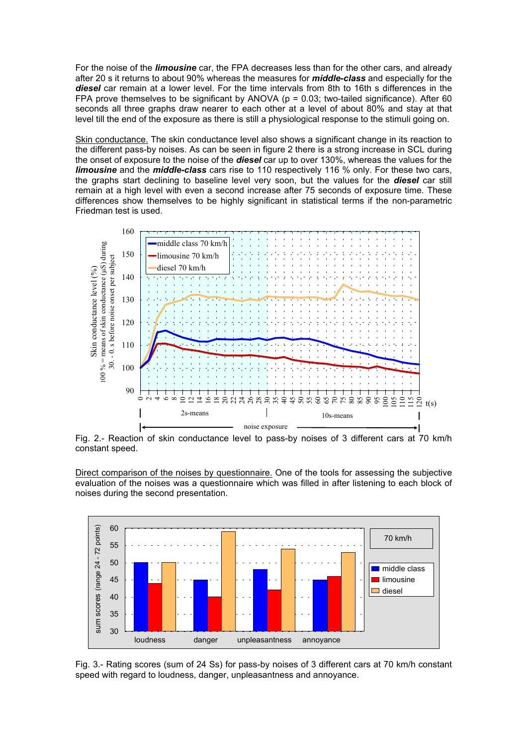For the noise of the ***limousine*** car, the FPA decreases less than for the other cars, and already after 20 s it returns to about 90% whereas the measures for ***middle-class*** and especially for the ***diesel*** car remain at a lower level. For the time intervals from 8th to 16th s differences in the FPA prove themselves to be significant by ANOVA ($p = 0.03$; two-tailed significance). After 60 seconds all three graphs draw nearer to each other at a level of about 80% and stay at that level till the end of the exposure as there is still a physiological response to the stimuli going on.

Skin conductance. The skin conductance level also shows a significant change in its reaction to the different pass-by noises. As can be seen in figure 2 there is a strong increase in SCL during the onset of exposure to the noise of the ***diesel*** car up to over 130%, whereas the values for the ***limousine*** and the ***middle-class*** cars rise to 110 respectively 116 % only. For these two cars, the graphs start declining to baseline level very soon, but the values for the ***diesel*** car still remain at a high level with even a second increase after 75 seconds of exposure time. These differences show themselves to be highly significant in statistical terms if the non-parametric Friedman test is used.

Fig. 2.- Reaction of skin conductance level to pass-by noises of 3 different cars at 70 km/h constant speed.

Direct comparison of the noises by questionnaire. One of the tools for assessing the subjective evaluation of the noises was a questionnaire which was filled in after listening to each block of noises during the second presentation.

Fig. 3.- Rating scores (sum of 24 Ss) for pass-by noises of 3 different cars at 70 km/h constant speed with regard to loudness, danger, unpleasantness and annoyance.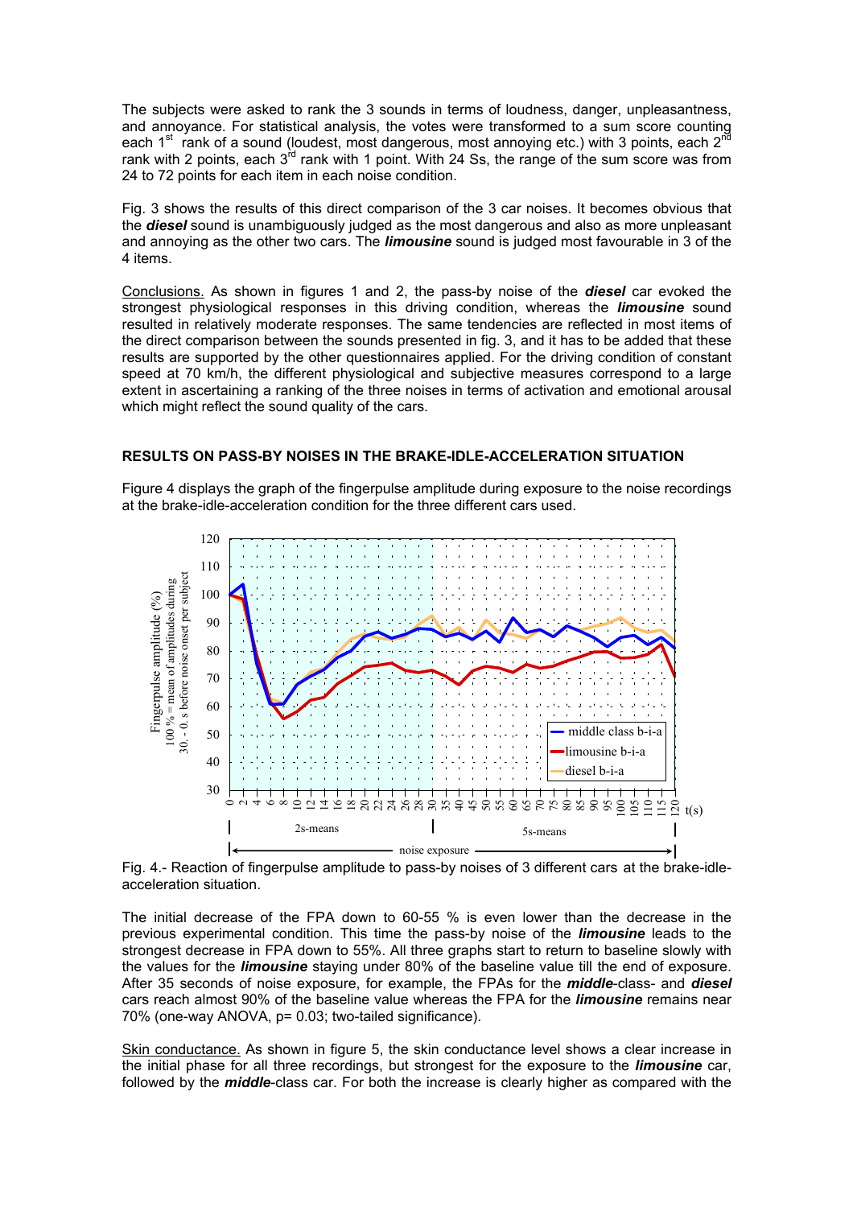The subjects were asked to rank the 3 sounds in terms of loudness, danger, unpleasantness, and annoyance. For statistical analysis, the votes were transformed to a sum score counting each 1st rank of a sound (loudest, most dangerous, most annoying etc.) with 3 points, each 2nd rank with 2 points, each 3rd rank with 1 point. With 24 Ss, the range of the sum score was from 24 to 72 points for each item in each noise condition.

Fig. 3 shows the results of this direct comparison of the 3 car noises. It becomes obvious that the ***diesel*** sound is unambiguously judged as the most dangerous and also as more unpleasant and annoying as the other two cars. The ***limousine*** sound is judged most favourable in 3 of the 4 items.

Conclusions. As shown in figures 1 and 2, the pass-by noise of the ***diesel*** car evoked the strongest physiological responses in this driving condition, whereas the ***limousine*** sound resulted in relatively moderate responses. The same tendencies are reflected in most items of the direct comparison between the sounds presented in fig. 3, and it has to be added that these results are supported by the other questionnaires applied. For the driving condition of constant speed at 70 km/h, the different physiological and subjective measures correspond to a large extent in ascertaining a ranking of the three noises in terms of activation and emotional arousal which might reflect the sound quality of the cars.

## RESULTS ON PASS-BY NOISES IN THE BRAKE-IDLE-ACCELERATION SITUATION

Figure 4 displays the graph of the fingerpulse amplitude during exposure to the noise recordings at the brake-idle-acceleration condition for the three different cars used.

Fig. 4.- Reaction of fingerpulse amplitude to pass-by noises of 3 different cars at the brake-idle-acceleration situation.

The initial decrease of the FPA down to 60-55 % is even lower than the decrease in the previous experimental condition. This time the pass-by noise of the ***limousine*** leads to the strongest decrease in FPA down to 55%. All three graphs start to return to baseline slowly with the values for the ***limousine*** staying under 80% of the baseline value till the end of exposure. After 35 seconds of noise exposure, for example, the FPAs for the ***middle***-class- and ***diesel*** cars reach almost 90% of the baseline value whereas the FPA for the ***limousine*** remains near 70% (one-way ANOVA, $p = 0.03$; two-tailed significance).

Skin conductance. As shown in figure 5, the skin conductance level shows a clear increase in the initial phase for all three recordings, but strongest for the exposure to the ***limousine*** car, followed by the ***middle***-class car. For both the increase is clearly higher as compared with the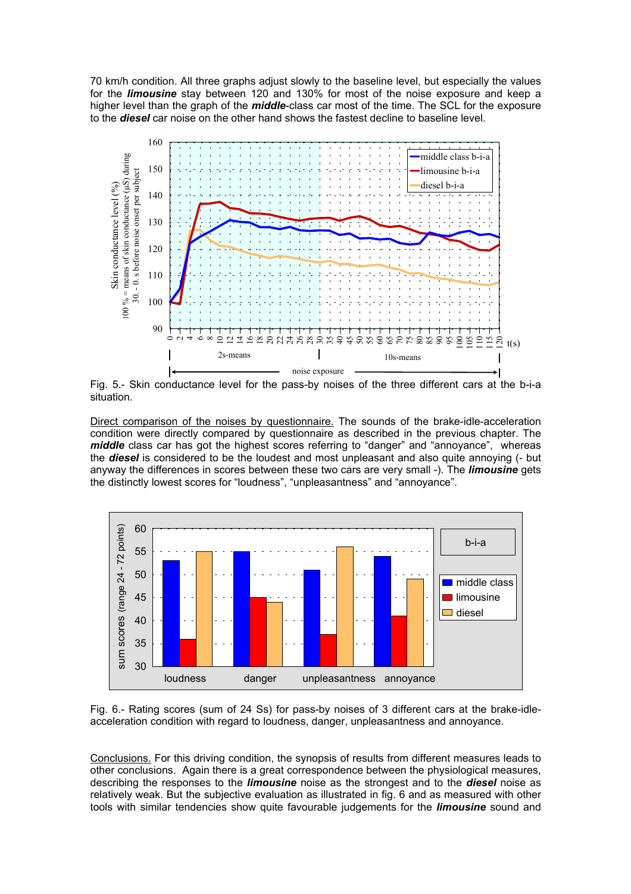70 km/h condition. All three graphs adjust slowly to the baseline level, but especially the values for the ***limousine*** stay between 120 and 130% for most of the noise exposure and keep a higher level than the graph of the ***middle***-class car most of the time. The SCL for the exposure to the ***diesel*** car noise on the other hand shows the fastest decline to baseline level.

Fig. 5.- Skin conductance level for the pass-by noises of the three different cars at the b-i-a situation.

Direct comparison of the noises by questionnaire. The sounds of the brake-idle-acceleration condition were directly compared by questionnaire as described in the previous chapter. The ***middle*** class car has got the highest scores referring to "danger" and "annoyance", whereas the ***diesel*** is considered to be the loudest and most unpleasant and also quite annoying (- but anyway the differences in scores between these two cars are very small -). The ***limousine*** gets the distinctly lowest scores for "loudness", "unpleasantness" and "annoyance".

Fig. 6.- Rating scores (sum of 24 Ss) for pass-by noises of 3 different cars at the brake-idle-acceleration condition with regard to loudness, danger, unpleasantness and annoyance.

Conclusions. For this driving condition, the synopsis of results from different measures leads to other conclusions. Again there is a great correspondence between the physiological measures, describing the responses to the ***limousine*** noise as the strongest and to the ***diesel*** noise as relatively weak. But the subjective evaluation as illustrated in fig. 6 and as measured with other tools with similar tendencies show quite favourable judgements for the ***limousine*** sound and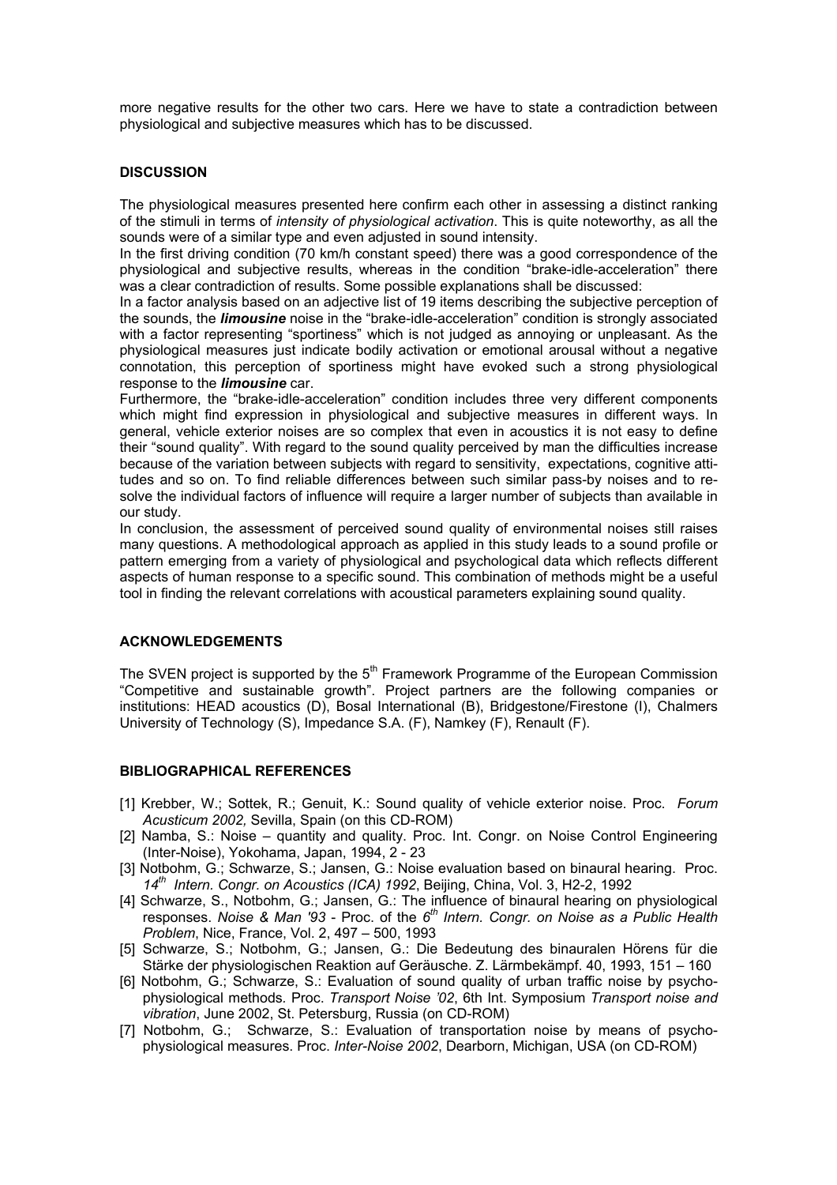more negative results for the other two cars. Here we have to state a contradiction between physiological and subjective measures which has to be discussed.

## DISCUSSION

The physiological measures presented here confirm each other in assessing a distinct ranking of the stimuli in terms of *intensity of physiological activation*. This is quite noteworthy, as all the sounds were of a similar type and even adjusted in sound intensity.

In the first driving condition (70 km/h constant speed) there was a good correspondence of the physiological and subjective results, whereas in the condition "brake-idle-acceleration" there was a clear contradiction of results. Some possible explanations shall be discussed:

In a factor analysis based on an adjective list of 19 items describing the subjective perception of the sounds, the ***limousine*** noise in the "brake-idle-acceleration" condition is strongly associated with a factor representing "sportiness" which is not judged as annoying or unpleasant. As the physiological measures just indicate bodily activation or emotional arousal without a negative connotation, this perception of sportiness might have evoked such a strong physiological response to the ***limousine*** car.

Furthermore, the "brake-idle-acceleration" condition includes three very different components which might find expression in physiological and subjective measures in different ways. In general, vehicle exterior noises are so complex that even in acoustics it is not easy to define their "sound quality". With regard to the sound quality perceived by man the difficulties increase because of the variation between subjects with regard to sensitivity, expectations, cognitive attitudes and so on. To find reliable differences between such similar pass-by noises and to resolve the individual factors of influence will require a larger number of subjects than available in our study.

In conclusion, the assessment of perceived sound quality of environmental noises still raises many questions. A methodological approach as applied in this study leads to a sound profile or pattern emerging from a variety of physiological and psychological data which reflects different aspects of human response to a specific sound. This combination of methods might be a useful tool in finding the relevant correlations with acoustical parameters explaining sound quality.

## ACKNOWLEDGEMENTS

The SVEN project is supported by the 5th Framework Programme of the European Commission "Competitive and sustainable growth". Project partners are the following companies or institutions: HEAD acoustics (D), Bosal International (B), Bridgestone/Firestone (I), Chalmers University of Technology (S), Impedance S.A. (F), Namkey (F), Renault (F).

## BIBLIOGRAPHICAL REFERENCES

[1] Krebber, W.; Sottek, R.; Genuit, K.: Sound quality of vehicle exterior noise. Proc. *Forum Acusticum 2002,* Sevilla, Spain (on this CD-ROM)

[2] Namba, S.: Noise – quantity and quality. Proc. Int. Congr. on Noise Control Engineering (Inter-Noise), Yokohama, Japan, 1994, 2 - 23

[3] Notbohm, G.; Schwarze, S.; Jansen, G.: Noise evaluation based on binaural hearing. Proc. *14th Intern. Congr. on Acoustics (ICA) 1992*, Beijing, China, Vol. 3, H2-2, 1992

[4] Schwarze, S., Notbohm, G.; Jansen, G.: The influence of binaural hearing on physiological responses. *Noise & Man '93* - Proc. of the *6th Intern. Congr. on Noise as a Public Health Problem*, Nice, France, Vol. 2, 497 – 500, 1993

[5] Schwarze, S.; Notbohm, G.; Jansen, G.: Die Bedeutung des binauralen Hörens für die Stärke der physiologischen Reaktion auf Geräusche. Z. Lärmbekämpf. 40, 1993, 151 – 160

[6] Notbohm, G.; Schwarze, S.: Evaluation of sound quality of urban traffic noise by psychophysiological methods. Proc. *Transport Noise '02*, 6th Int. Symposium *Transport noise and vibration*, June 2002, St. Petersburg, Russia (on CD-ROM)

[7] Notbohm, G.; Schwarze, S.: Evaluation of transportation noise by means of psychophysiological measures. Proc. *Inter-Noise 2002*, Dearborn, Michigan, USA (on CD-ROM)